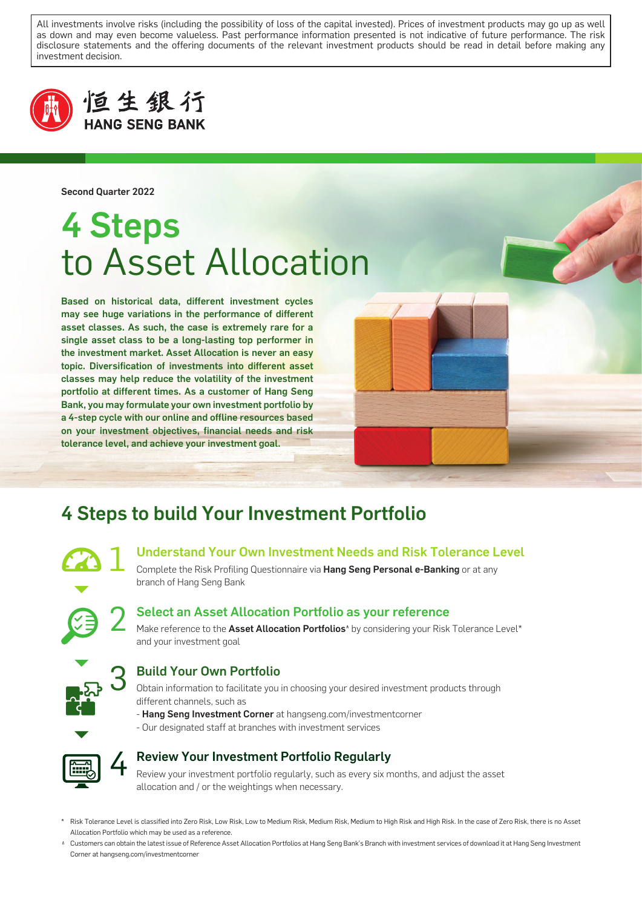All investments involve risks (including the possibility of loss of the capital invested). Prices of investment products may go up as well as down and may even become valueless. Past performance information presented is not indicative of future performance. The risk disclosure statements and the offering documents of the relevant investment products should be read in detail before making any investment decision.

恒生銀行 HANG SENG BANK

Second Quarter 2022

# 4 Steps to Asset Allocation

**Based on historical data, different investment cycles may see huge variations in the performance of different asset classes. As such, the case is extremely rare for a single asset class to be a long-lasting top performer in the investment market. Asset Allocation is never an easy topic. Diversification of investments into different asset classes may help reduce the volatility of the investment portfolio at different times. As a customer of Hang Seng Bank, you may formulate your own investment portfolio by a 4-step cycle with our online and offline resources based on your investment objectives, financial needs and risk tolerance level, and achieve your investment goal.**

## 4 Steps to build Your Investment Portfolio

### 1 Understand Your Own Investment Needs and Risk Tolerance Level

Complete the Risk Profiling Questionnaire via **Hang Seng Personal e-Banking** or at any branch of Hang Seng Bank

### 2 Select an Asset Allocation Portfolio as your reference

Make reference to the **Asset Allocation Portfolios**^ by considering your Risk Tolerance Level* and your investment goal

### 3 Build Your Own Portfolio

Obtain information to facilitate you in choosing your desired investment products through different channels, such as

- **Hang Seng Investment Corner** at hangseng.com/investmentcorner
- Our designated staff at branches with investment services

### 4 Review Your Investment Portfolio Regularly

Review your investment portfolio regularly, such as every six months, and adjust the asset allocation and / or the weightings when necessary.

\* Risk Tolerance Level is classified into Zero Risk, Low Risk, Low to Medium Risk, Medium Risk, Medium to High Risk and High Risk. In the case of Zero Risk, there is no Asset Allocation Portfolio which may be used as a reference.

^ Customers can obtain the latest issue of Reference Asset Allocation Portfolios at Hang Seng Bank's Branch with investment services of download it at Hang Seng Investment Corner at hangseng.com/investmentcorner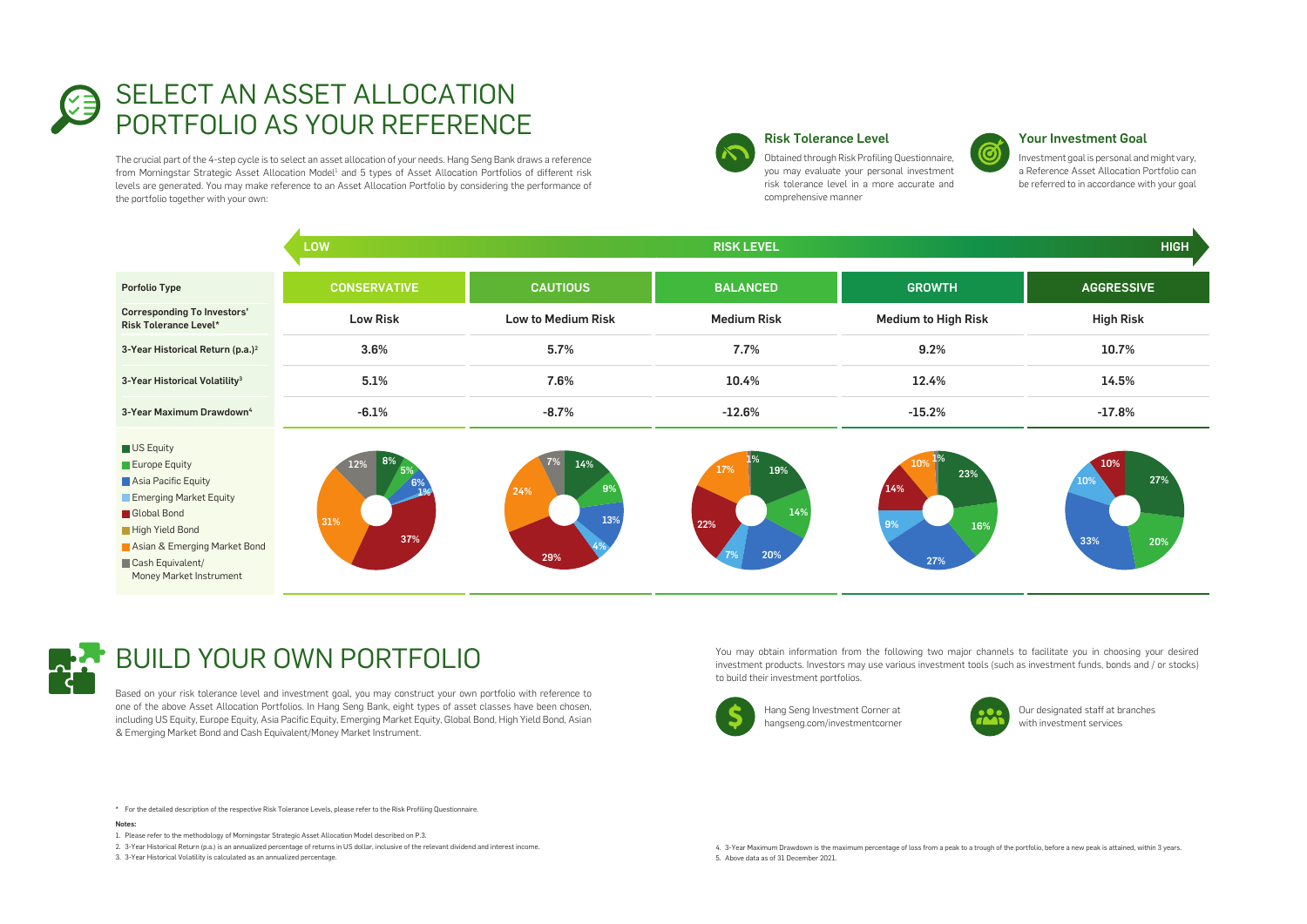# SELECT AN ASSET ALLOCATION PORTFOLIO AS YOUR REFERENCE

The crucial part of the 4-step cycle is to select an asset allocation of your needs. Hang Seng Bank draws a reference from Morningstar Strategic Asset Allocation Model[1] and 5 types of Asset Allocation Portfolios of different risk levels are generated. You may make reference to an Asset Allocation Portfolio by considering the performance of the portfolio together with your own:

### Risk Tolerance Level

Obtained through Risk Profiling Questionnaire, you may evaluate your personal investment risk tolerance level in a more accurate and comprehensive manner

### Your Investment Goal

Investment goal is personal and might vary, a Reference Asset Allocation Portfolio can be referred to in accordance with your goal

**RISK LEVEL: LOW → HIGH**

| Porfolio Type | CONSERVATIVE | CAUTIOUS | BALANCED | GROWTH | AGGRESSIVE |
|---|---|---|---|---|---|
| Corresponding To Investors' Risk Tolerance Level* | Low Risk | Low to Medium Risk | Medium Risk | Medium to High Risk | High Risk |
| 3-Year Historical Return (p.a.)[2] | 3.6% | 5.7% | 7.7% | 9.2% | 10.7% |
| 3-Year Historical Volatility[3] | 5.1% | 7.6% | 10.4% | 12.4% | 14.5% |
| 3-Year Maximum Drawdown[4] | -6.1% | -8.7% | -12.6% | -15.2% | -17.8% |
| US Equity | 8% | 14% | 19% | 23% | 27% |
| Europe Equity | 5% | 9% | 14% | 16% | 20% |
| Asia Pacific Equity | 6% | 13% | 20% | 27% | 33% |
| Emerging Market Equity | 1% | 4% | 7% | 9% | 10% |
| Global Bond | 37% | 29% | 22% | 14% | 10% |
| High Yield Bond | | | | | |
| Asian & Emerging Market Bond | 31% | 24% | 17% | 10% | |
| Cash Equivalent/ Money Market Instrument | 12% | 7% | 1% | 1% | |

# BUILD YOUR OWN PORTFOLIO

Based on your risk tolerance level and investment goal, you may construct your own portfolio with reference to one of the above Asset Allocation Portfolios. In Hang Seng Bank, eight types of asset classes have been chosen, including US Equity, Europe Equity, Asia Pacific Equity, Emerging Market Equity, Global Bond, High Yield Bond, Asian & Emerging Market Bond and Cash Equivalent/Money Market Instrument.

You may obtain information from the following two major channels to facilitate you in choosing your desired investment products. Investors may use various investment tools (such as investment funds, bonds and / or stocks) to build their investment portfolios.

- Hang Seng Investment Corner at hangseng.com/investmentcorner
- Our designated staff at branches with investment services

\* For the detailed description of the respective Risk Tolerance Levels, please refer to the Risk Profiling Questionnaire.

**Notes:**

1. Please refer to the methodology of Morningstar Strategic Asset Allocation Model described on P.3.
2. 3-Year Historical Return (p.a.) is an annualized percentage of returns in US dollar, inclusive of the relevant dividend and interest income.
3. 3-Year Historical Volatility is calculated as an annualized percentage.
4. 3-Year Maximum Drawdown is the maximum percentage of loss from a peak to a trough of the portfolio, before a new peak is attained, within 3 years.
5. Above data as of 31 December 2021.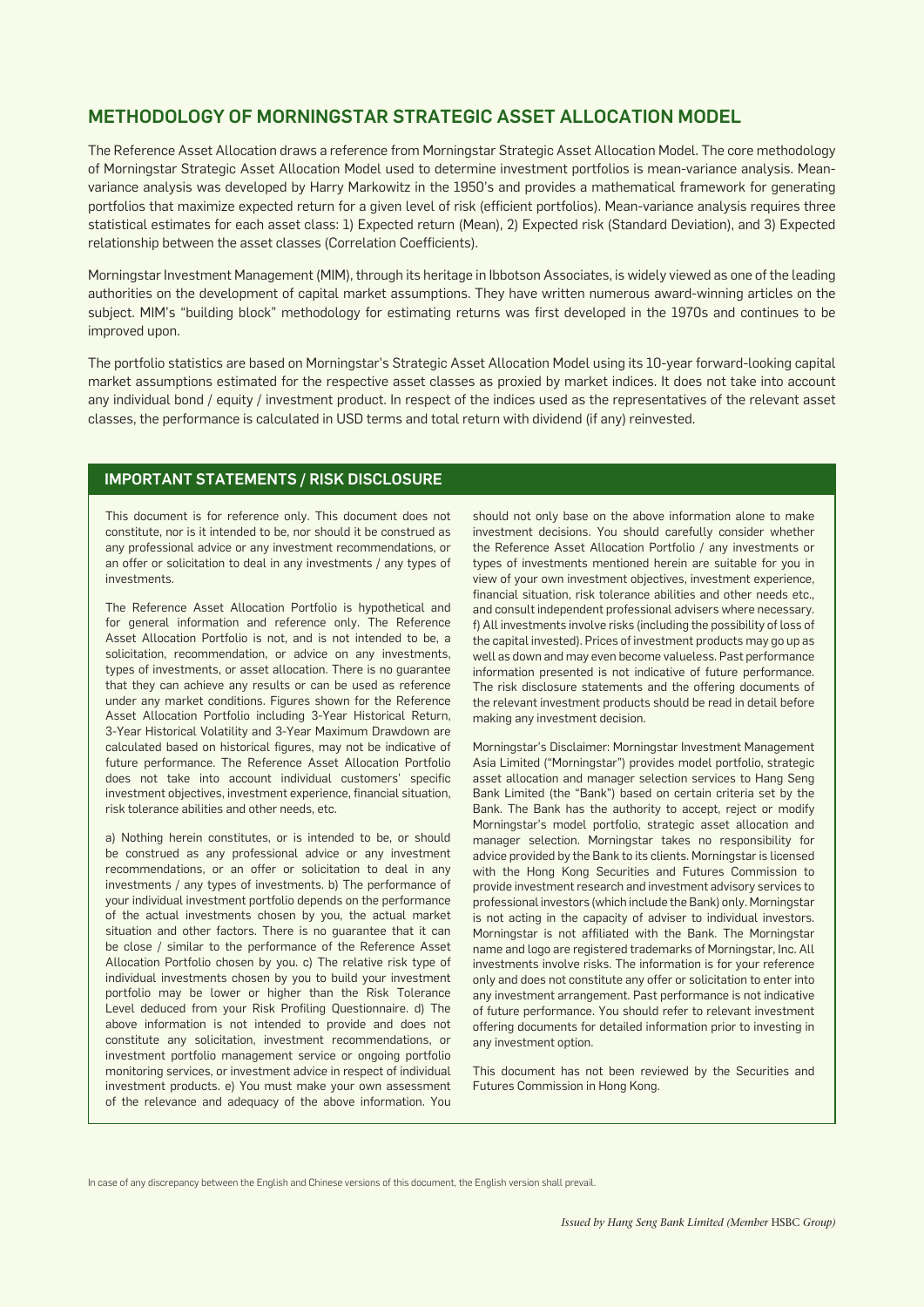## METHODOLOGY OF MORNINGSTAR STRATEGIC ASSET ALLOCATION MODEL

The Reference Asset Allocation draws a reference from Morningstar Strategic Asset Allocation Model. The core methodology of Morningstar Strategic Asset Allocation Model used to determine investment portfolios is mean-variance analysis. Mean-variance analysis was developed by Harry Markowitz in the 1950's and provides a mathematical framework for generating portfolios that maximize expected return for a given level of risk (efficient portfolios). Mean-variance analysis requires three statistical estimates for each asset class: 1) Expected return (Mean), 2) Expected risk (Standard Deviation), and 3) Expected relationship between the asset classes (Correlation Coefficients).

Morningstar Investment Management (MIM), through its heritage in Ibbotson Associates, is widely viewed as one of the leading authorities on the development of capital market assumptions. They have written numerous award-winning articles on the subject. MIM's "building block" methodology for estimating returns was first developed in the 1970s and continues to be improved upon.

The portfolio statistics are based on Morningstar's Strategic Asset Allocation Model using its 10-year forward-looking capital market assumptions estimated for the respective asset classes as proxied by market indices. It does not take into account any individual bond / equity / investment product. In respect of the indices used as the representatives of the relevant asset classes, the performance is calculated in USD terms and total return with dividend (if any) reinvested.

### IMPORTANT STATEMENTS / RISK DISCLOSURE

This document is for reference only. This document does not constitute, nor is it intended to be, nor should it be construed as any professional advice or any investment recommendations, or an offer or solicitation to deal in any investments / any types of investments.

The Reference Asset Allocation Portfolio is hypothetical and for general information and reference only. The Reference Asset Allocation Portfolio is not, and is not intended to be, a solicitation, recommendation, or advice on any investments, types of investments, or asset allocation. There is no guarantee that they can achieve any results or can be used as reference under any market conditions. Figures shown for the Reference Asset Allocation Portfolio including 3-Year Historical Return, 3-Year Historical Volatility and 3-Year Maximum Drawdown are calculated based on historical figures, may not be indicative of future performance. The Reference Asset Allocation Portfolio does not take into account individual customers' specific investment objectives, investment experience, financial situation, risk tolerance abilities and other needs, etc.

a) Nothing herein constitutes, or is intended to be, or should be construed as any professional advice or any investment recommendations, or an offer or solicitation to deal in any investments / any types of investments. b) The performance of your individual investment portfolio depends on the performance of the actual investments chosen by you, the actual market situation and other factors. There is no guarantee that it can be close / similar to the performance of the Reference Asset Allocation Portfolio chosen by you. c) The relative risk type of individual investments chosen by you to build your investment portfolio may be lower or higher than the Risk Tolerance Level deduced from your Risk Profiling Questionnaire. d) The above information is not intended to provide and does not constitute any solicitation, investment recommendations, or investment portfolio management service or ongoing portfolio monitoring services, or investment advice in respect of individual investment products. e) You must make your own assessment of the relevance and adequacy of the above information. You should not only base on the above information alone to make investment decisions. You should carefully consider whether the Reference Asset Allocation Portfolio / any investments or types of investments mentioned herein are suitable for you in view of your own investment objectives, investment experience, financial situation, risk tolerance abilities and other needs etc., and consult independent professional advisers where necessary. f) All investments involve risks (including the possibility of loss of the capital invested). Prices of investment products may go up as well as down and may even become valueless. Past performance information presented is not indicative of future performance. The risk disclosure statements and the offering documents of the relevant investment products should be read in detail before making any investment decision.

Morningstar's Disclaimer: Morningstar Investment Management Asia Limited ("Morningstar") provides model portfolio, strategic asset allocation and manager selection services to Hang Seng Bank Limited (the "Bank") based on certain criteria set by the Bank. The Bank has the authority to accept, reject or modify Morningstar's model portfolio, strategic asset allocation and manager selection. Morningstar takes no responsibility for advice provided by the Bank to its clients. Morningstar is licensed with the Hong Kong Securities and Futures Commission to provide investment research and investment advisory services to professional investors (which include the Bank) only. Morningstar is not acting in the capacity of adviser to individual investors. Morningstar is not affiliated with the Bank. The Morningstar name and logo are registered trademarks of Morningstar, Inc. All investments involve risks. The information is for your reference only and does not constitute any offer or solicitation to enter into any investment arrangement. Past performance is not indicative of future performance. You should refer to relevant investment offering documents for detailed information prior to investing in any investment option.

This document has not been reviewed by the Securities and Futures Commission in Hong Kong.

In case of any discrepancy between the English and Chinese versions of this document, the English version shall prevail.

*Issued by Hang Seng Bank Limited (Member HSBC Group)*